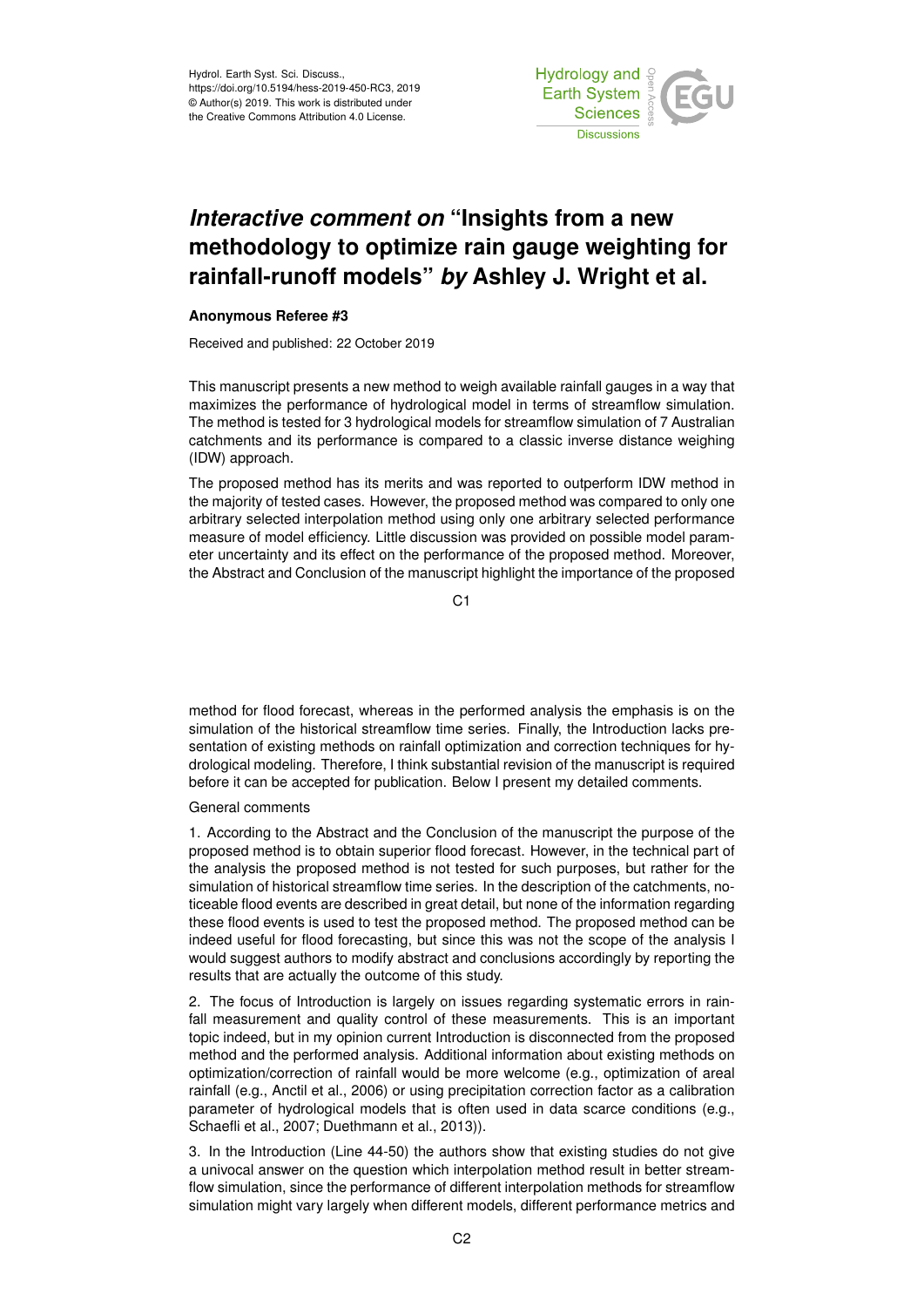Hydrol. Earth Syst. Sci. Discuss.,
https://doi.org/10.5194/hess-2019-450-RC3, 2019
© Author(s) 2019. This work is distributed under
the Creative Commons Attribution 4.0 License.

# *Interactive comment on* "Insights from a new methodology to optimize rain gauge weighting for rainfall-runoff models" *by* Ashley J. Wright et al.

**Anonymous Referee #3**

Received and published: 22 October 2019

This manuscript presents a new method to weigh available rainfall gauges in a way that maximizes the performance of hydrological model in terms of streamflow simulation. The method is tested for 3 hydrological models for streamflow simulation of 7 Australian catchments and its performance is compared to a classic inverse distance weighing (IDW) approach.

The proposed method has its merits and was reported to outperform IDW method in the majority of tested cases. However, the proposed method was compared to only one arbitrary selected interpolation method using only one arbitrary selected performance measure of model efficiency. Little discussion was provided on possible model parameter uncertainty and its effect on the performance of the proposed method. Moreover, the Abstract and Conclusion of the manuscript highlight the importance of the proposed method for flood forecast, whereas in the performed analysis the emphasis is on the simulation of the historical streamflow time series. Finally, the Introduction lacks presentation of existing methods on rainfall optimization and correction techniques for hydrological modeling. Therefore, I think substantial revision of the manuscript is required before it can be accepted for publication. Below I present my detailed comments.

General comments

1. According to the Abstract and the Conclusion of the manuscript the purpose of the proposed method is to obtain superior flood forecast. However, in the technical part of the analysis the proposed method is not tested for such purposes, but rather for the simulation of historical streamflow time series. In the description of the catchments, noticeable flood events are described in great detail, but none of the information regarding these flood events is used to test the proposed method. The proposed method can be indeed useful for flood forecasting, but since this was not the scope of the analysis I would suggest authors to modify abstract and conclusions accordingly by reporting the results that are actually the outcome of this study.

2. The focus of Introduction is largely on issues regarding systematic errors in rainfall measurement and quality control of these measurements. This is an important topic indeed, but in my opinion current Introduction is disconnected from the proposed method and the performed analysis. Additional information about existing methods on optimization/correction of rainfall would be more welcome (e.g., optimization of areal rainfall (e.g., Anctil et al., 2006) or using precipitation correction factor as a calibration parameter of hydrological models that is often used in data scarce conditions (e.g., Schaefli et al., 2007; Duethmann et al., 2013)).

3. In the Introduction (Line 44-50) the authors show that existing studies do not give a univocal answer on the question which interpolation method result in better streamflow simulation, since the performance of different interpolation methods for streamflow simulation might vary largely when different models, different performance metrics and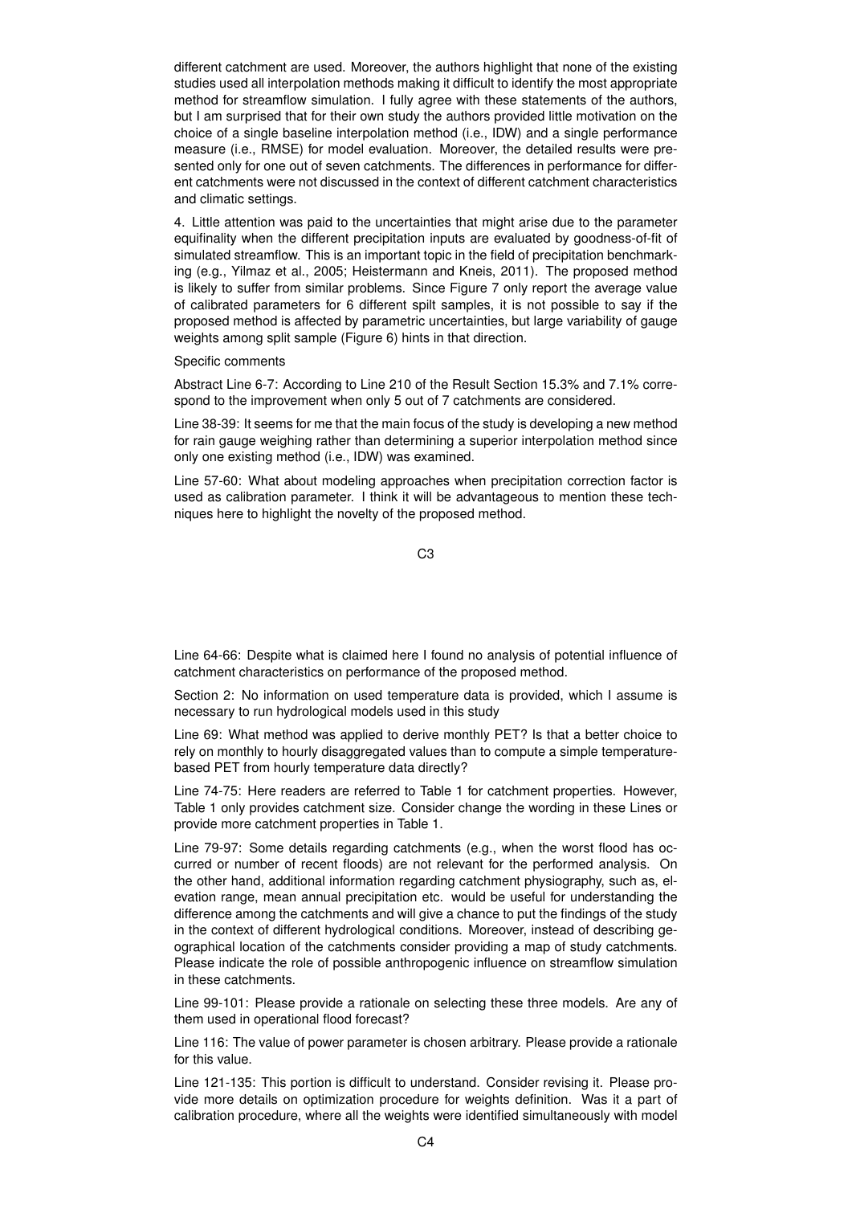different catchment are used. Moreover, the authors highlight that none of the existing studies used all interpolation methods making it difficult to identify the most appropriate method for streamflow simulation. I fully agree with these statements of the authors, but I am surprised that for their own study the authors provided little motivation on the choice of a single baseline interpolation method (i.e., IDW) and a single performance measure (i.e., RMSE) for model evaluation. Moreover, the detailed results were presented only for one out of seven catchments. The differences in performance for different catchments were not discussed in the context of different catchment characteristics and climatic settings.

4. Little attention was paid to the uncertainties that might arise due to the parameter equifinality when the different precipitation inputs are evaluated by goodness-of-fit of simulated streamflow. This is an important topic in the field of precipitation benchmarking (e.g., Yilmaz et al., 2005; Heistermann and Kneis, 2011). The proposed method is likely to suffer from similar problems. Since Figure 7 only report the average value of calibrated parameters for 6 different spilt samples, it is not possible to say if the proposed method is affected by parametric uncertainties, but large variability of gauge weights among split sample (Figure 6) hints in that direction.

Specific comments

Abstract Line 6-7: According to Line 210 of the Result Section 15.3% and 7.1% correspond to the improvement when only 5 out of 7 catchments are considered.

Line 38-39: It seems for me that the main focus of the study is developing a new method for rain gauge weighing rather than determining a superior interpolation method since only one existing method (i.e., IDW) was examined.

Line 57-60: What about modeling approaches when precipitation correction factor is used as calibration parameter. I think it will be advantageous to mention these techniques here to highlight the novelty of the proposed method.

Line 64-66: Despite what is claimed here I found no analysis of potential influence of catchment characteristics on performance of the proposed method.

Section 2: No information on used temperature data is provided, which I assume is necessary to run hydrological models used in this study

Line 69: What method was applied to derive monthly PET? Is that a better choice to rely on monthly to hourly disaggregated values than to compute a simple temperature-based PET from hourly temperature data directly?

Line 74-75: Here readers are referred to Table 1 for catchment properties. However, Table 1 only provides catchment size. Consider change the wording in these Lines or provide more catchment properties in Table 1.

Line 79-97: Some details regarding catchments (e.g., when the worst flood has occurred or number of recent floods) are not relevant for the performed analysis. On the other hand, additional information regarding catchment physiography, such as, elevation range, mean annual precipitation etc. would be useful for understanding the difference among the catchments and will give a chance to put the findings of the study in the context of different hydrological conditions. Moreover, instead of describing geographical location of the catchments consider providing a map of study catchments. Please indicate the role of possible anthropogenic influence on streamflow simulation in these catchments.

Line 99-101: Please provide a rationale on selecting these three models. Are any of them used in operational flood forecast?

Line 116: The value of power parameter is chosen arbitrary. Please provide a rationale for this value.

Line 121-135: This portion is difficult to understand. Consider revising it. Please provide more details on optimization procedure for weights definition. Was it a part of calibration procedure, where all the weights were identified simultaneously with model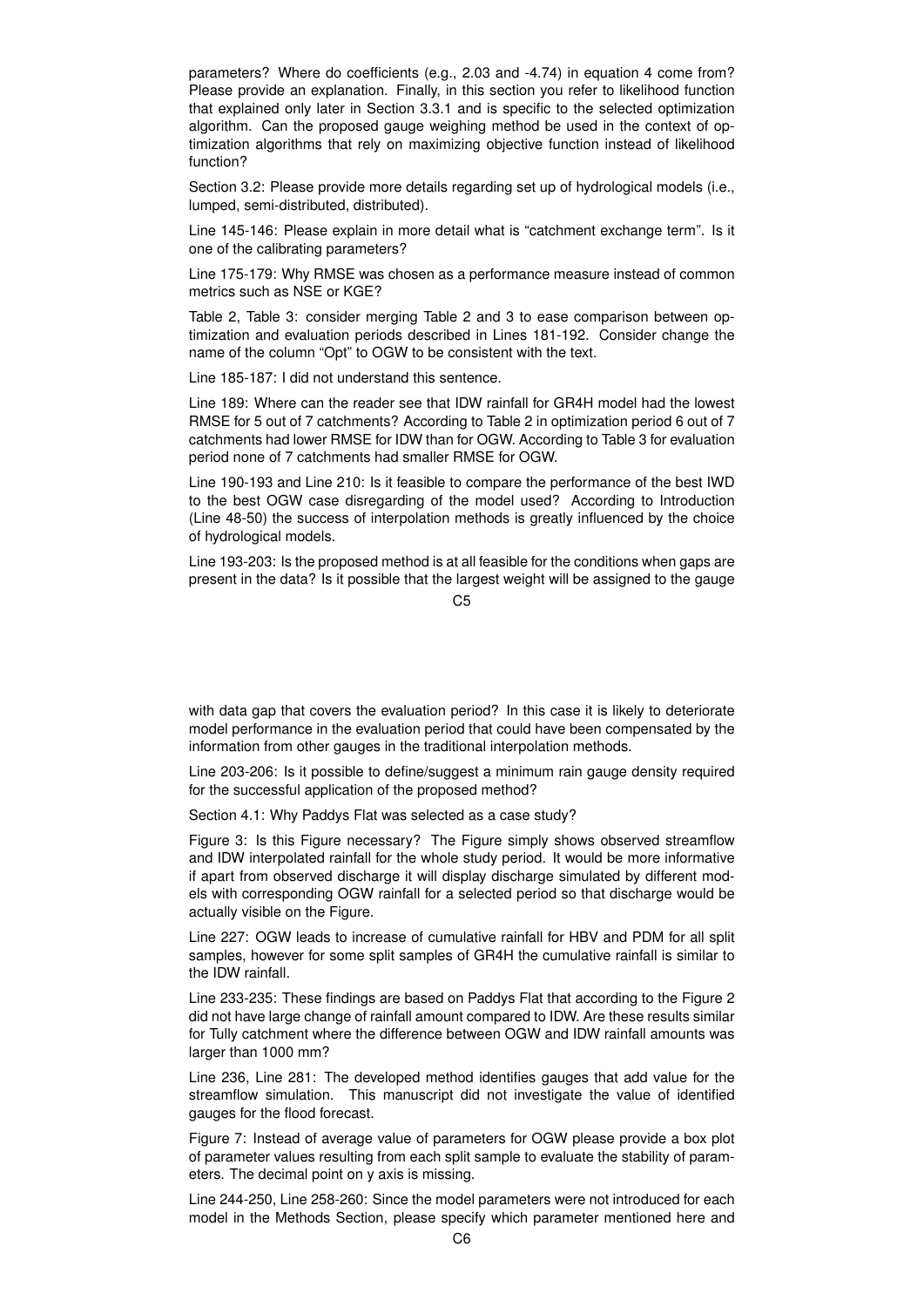parameters? Where do coefficients (e.g., 2.03 and -4.74) in equation 4 come from? Please provide an explanation. Finally, in this section you refer to likelihood function that explained only later in Section 3.3.1 and is specific to the selected optimization algorithm. Can the proposed gauge weighing method be used in the context of optimization algorithms that rely on maximizing objective function instead of likelihood function?

Section 3.2: Please provide more details regarding set up of hydrological models (i.e., lumped, semi-distributed, distributed).

Line 145-146: Please explain in more detail what is "catchment exchange term". Is it one of the calibrating parameters?

Line 175-179: Why RMSE was chosen as a performance measure instead of common metrics such as NSE or KGE?

Table 2, Table 3: consider merging Table 2 and 3 to ease comparison between optimization and evaluation periods described in Lines 181-192. Consider change the name of the column "Opt" to OGW to be consistent with the text.

Line 185-187: I did not understand this sentence.

Line 189: Where can the reader see that IDW rainfall for GR4H model had the lowest RMSE for 5 out of 7 catchments? According to Table 2 in optimization period 6 out of 7 catchments had lower RMSE for IDW than for OGW. According to Table 3 for evaluation period none of 7 catchments had smaller RMSE for OGW.

Line 190-193 and Line 210: Is it feasible to compare the performance of the best IWD to the best OGW case disregarding of the model used? According to Introduction (Line 48-50) the success of interpolation methods is greatly influenced by the choice of hydrological models.

Line 193-203: Is the proposed method is at all feasible for the conditions when gaps are present in the data? Is it possible that the largest weight will be assigned to the gauge with data gap that covers the evaluation period? In this case it is likely to deteriorate model performance in the evaluation period that could have been compensated by the information from other gauges in the traditional interpolation methods.

Line 203-206: Is it possible to define/suggest a minimum rain gauge density required for the successful application of the proposed method?

Section 4.1: Why Paddys Flat was selected as a case study?

Figure 3: Is this Figure necessary? The Figure simply shows observed streamflow and IDW interpolated rainfall for the whole study period. It would be more informative if apart from observed discharge it will display discharge simulated by different models with corresponding OGW rainfall for a selected period so that discharge would be actually visible on the Figure.

Line 227: OGW leads to increase of cumulative rainfall for HBV and PDM for all split samples, however for some split samples of GR4H the cumulative rainfall is similar to the IDW rainfall.

Line 233-235: These findings are based on Paddys Flat that according to the Figure 2 did not have large change of rainfall amount compared to IDW. Are these results similar for Tully catchment where the difference between OGW and IDW rainfall amounts was larger than 1000 mm?

Line 236, Line 281: The developed method identifies gauges that add value for the streamflow simulation. This manuscript did not investigate the value of identified gauges for the flood forecast.

Figure 7: Instead of average value of parameters for OGW please provide a box plot of parameter values resulting from each split sample to evaluate the stability of parameters. The decimal point on y axis is missing.

Line 244-250, Line 258-260: Since the model parameters were not introduced for each model in the Methods Section, please specify which parameter mentioned here and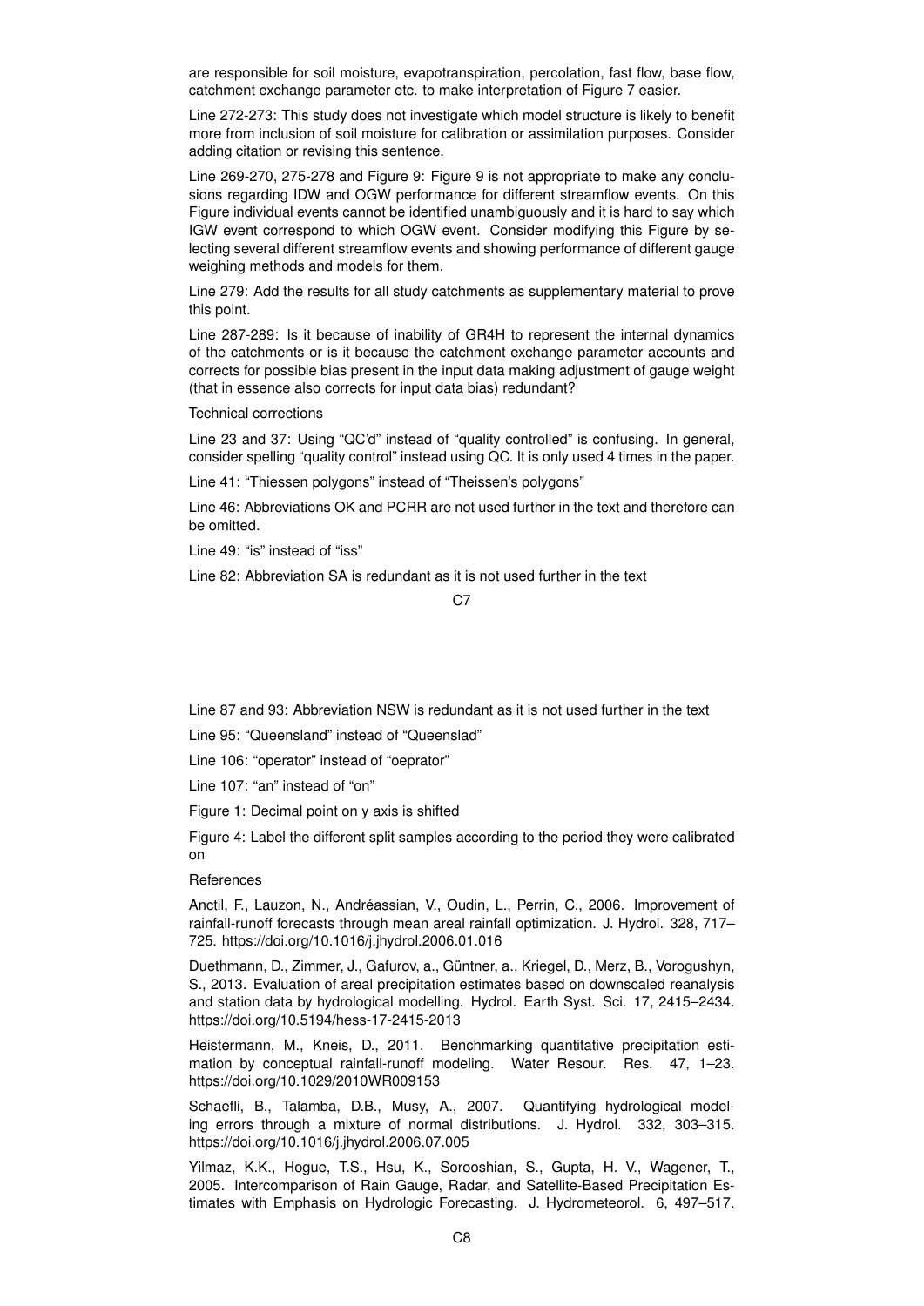are responsible for soil moisture, evapotranspiration, percolation, fast flow, base flow, catchment exchange parameter etc. to make interpretation of Figure 7 easier.

Line 272-273: This study does not investigate which model structure is likely to benefit more from inclusion of soil moisture for calibration or assimilation purposes. Consider adding citation or revising this sentence.

Line 269-270, 275-278 and Figure 9: Figure 9 is not appropriate to make any conclusions regarding IDW and OGW performance for different streamflow events. On this Figure individual events cannot be identified unambiguously and it is hard to say which IGW event correspond to which OGW event. Consider modifying this Figure by selecting several different streamflow events and showing performance of different gauge weighing methods and models for them.

Line 279: Add the results for all study catchments as supplementary material to prove this point.

Line 287-289: Is it because of inability of GR4H to represent the internal dynamics of the catchments or is it because the catchment exchange parameter accounts and corrects for possible bias present in the input data making adjustment of gauge weight (that in essence also corrects for input data bias) redundant?

Technical corrections

Line 23 and 37: Using "QC'd" instead of "quality controlled" is confusing. In general, consider spelling "quality control" instead using QC. It is only used 4 times in the paper.

Line 41: "Thiessen polygons" instead of "Theissen's polygons"

Line 46: Abbreviations OK and PCRR are not used further in the text and therefore can be omitted.

Line 49: "is" instead of "iss"

Line 82: Abbreviation SA is redundant as it is not used further in the text

Line 87 and 93: Abbreviation NSW is redundant as it is not used further in the text

Line 95: "Queensland" instead of "Queenslad"

Line 106: "operator" instead of "oeprator"

Line 107: "an" instead of "on"

Figure 1: Decimal point on y axis is shifted

Figure 4: Label the different split samples according to the period they were calibrated on

References

Anctil, F., Lauzon, N., Andréassian, V., Oudin, L., Perrin, C., 2006. Improvement of rainfall-runoff forecasts through mean areal rainfall optimization. J. Hydrol. 328, 717–725. https://doi.org/10.1016/j.jhydrol.2006.01.016

Duethmann, D., Zimmer, J., Gafurov, a., Güntner, a., Kriegel, D., Merz, B., Vorogushyn, S., 2013. Evaluation of areal precipitation estimates based on downscaled reanalysis and station data by hydrological modelling. Hydrol. Earth Syst. Sci. 17, 2415–2434. https://doi.org/10.5194/hess-17-2415-2013

Heistermann, M., Kneis, D., 2011. Benchmarking quantitative precipitation estimation by conceptual rainfall-runoff modeling. Water Resour. Res. 47, 1–23. https://doi.org/10.1029/2010WR009153

Schaefli, B., Talamba, D.B., Musy, A., 2007. Quantifying hydrological modeling errors through a mixture of normal distributions. J. Hydrol. 332, 303–315. https://doi.org/10.1016/j.jhydrol.2006.07.005

Yilmaz, K.K., Hogue, T.S., Hsu, K., Sorooshian, S., Gupta, H. V., Wagener, T., 2005. Intercomparison of Rain Gauge, Radar, and Satellite-Based Precipitation Estimates with Emphasis on Hydrologic Forecasting. J. Hydrometeorol. 6, 497–517.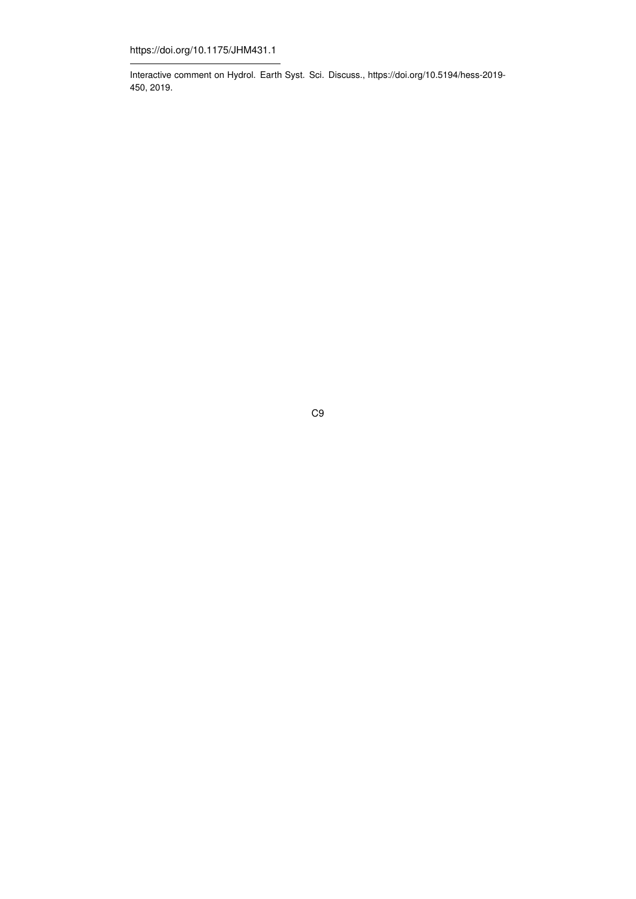https://doi.org/10.1175/JHM431.1

---

Interactive comment on Hydrol. Earth Syst. Sci. Discuss., https://doi.org/10.5194/hess-2019-450, 2019.